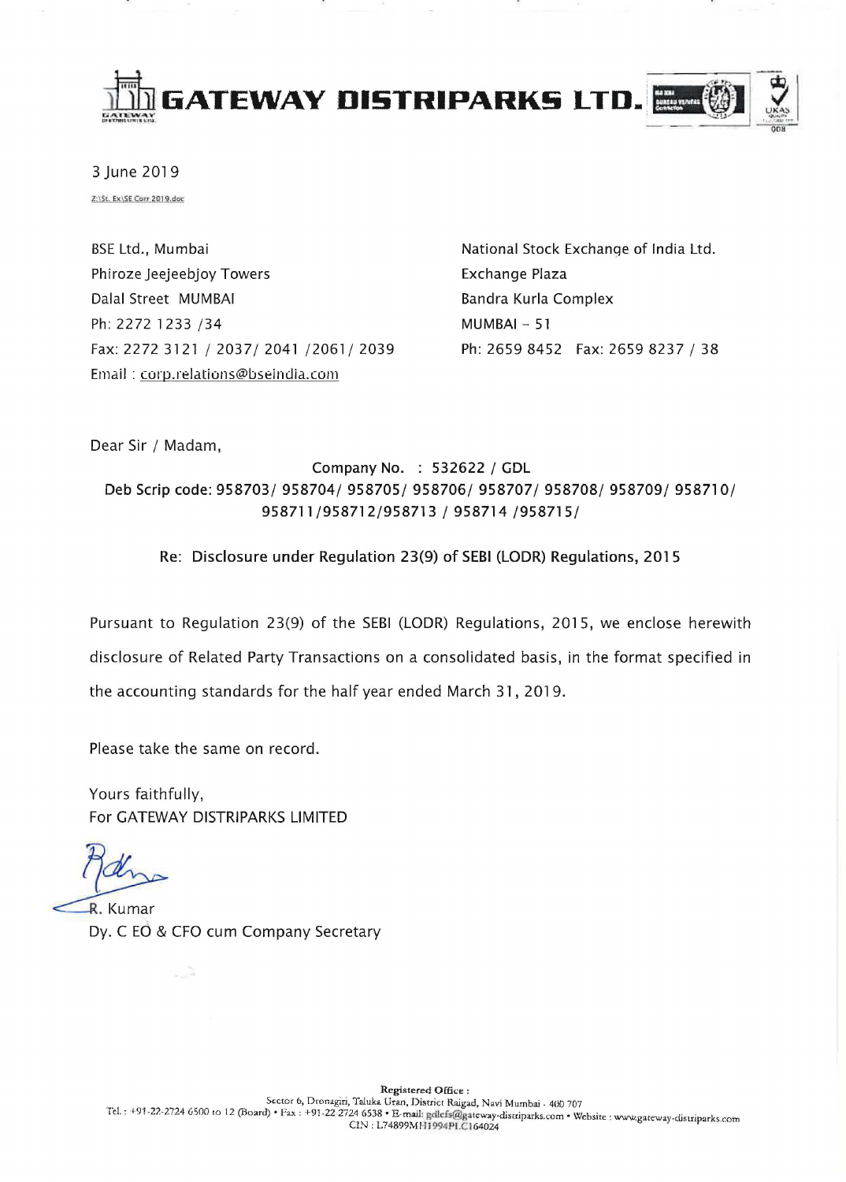# GATEWAY DISTRIPARKS LTD.

3 June 2019

Z:\St. Ex\SE Corr 2019.doc

BSE Ltd., Mumbai
Phiroze Jeejeebjoy Towers
Dalal Street MUMBAI
Ph: 2272 1233 /34
Fax: 2272 3121 / 2037/ 2041 /2061/ 2039
Email : corp.relations@bseindia.com

National Stock Exchange of India Ltd.
Exchange Plaza
Bandra Kurla Complex
MUMBAI – 51
Ph: 2659 8452 Fax: 2659 8237 / 38

Dear Sir / Madam,

**Company No. : 532622 / GDL**
**Deb Scrip code: 958703/ 958704/ 958705/ 958706/ 958707/ 958708/ 958709/ 958710/ 958711/958712/958713 / 958714 /958715/**

**Re: Disclosure under Regulation 23(9) of SEBI (LODR) Regulations, 2015**

Pursuant to Regulation 23(9) of the SEBI (LODR) Regulations, 2015, we enclose herewith disclosure of Related Party Transactions on a consolidated basis, in the format specified in the accounting standards for the half year ended March 31, 2019.

Please take the same on record.

Yours faithfully,
For GATEWAY DISTRIPARKS LIMITED

R. Kumar
Dy. CEO & CFO cum Company Secretary

Registered Office :
Sector 6, Dronagiri, Taluka Uran, District Raigad, Navi Mumbai - 400 707
Tel. : +91-22-2724 6500 to 12 (Board) • Fax : +91-22 2724 6538 • E-mail: gdlcfs@gateway-distriparks.com • Website : www.gateway-distriparks.com
CIN : L74899MH1994PLC164024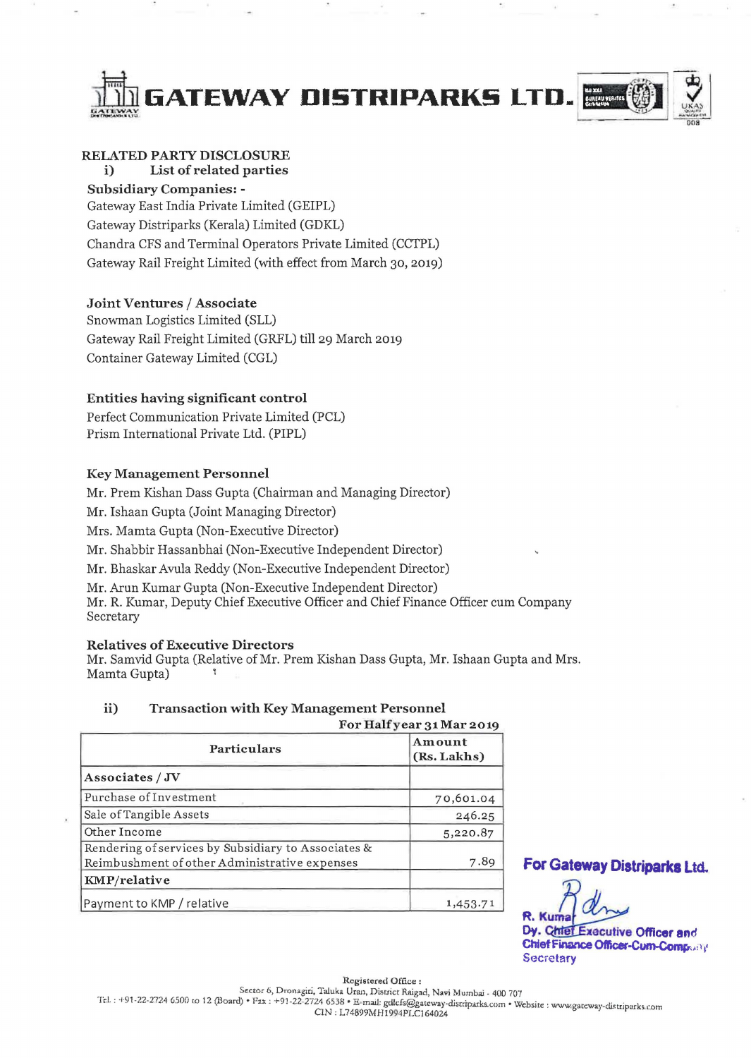# GATEWAY DISTRIPARKS LTD.

## RELATED PARTY DISCLOSURE

### i) List of related parties

**Subsidiary Companies: -**

Gateway East India Private Limited (GEIPL)
Gateway Distriparks (Kerala) Limited (GDKL)
Chandra CFS and Terminal Operators Private Limited (CCTPL)
Gateway Rail Freight Limited (with effect from March 30, 2019)

**Joint Ventures / Associate**

Snowman Logistics Limited (SLL)
Gateway Rail Freight Limited (GRFL) till 29 March 2019
Container Gateway Limited (CGL)

**Entities having significant control**

Perfect Communication Private Limited (PCL)
Prism International Private Ltd. (PIPL)

**Key Management Personnel**

Mr. Prem Kishan Dass Gupta (Chairman and Managing Director)
Mr. Ishaan Gupta (Joint Managing Director)
Mrs. Mamta Gupta (Non-Executive Director)
Mr. Shabbir Hassanbhai (Non-Executive Independent Director)
Mr. Bhaskar Avula Reddy (Non-Executive Independent Director)
Mr. Arun Kumar Gupta (Non-Executive Independent Director)
Mr. R. Kumar, Deputy Chief Executive Officer and Chief Finance Officer cum Company Secretary

**Relatives of Executive Directors**

Mr. Samvid Gupta (Relative of Mr. Prem Kishan Dass Gupta, Mr. Ishaan Gupta and Mrs. Mamta Gupta)

### ii) Transaction with Key Management Personnel

For Half year 31 Mar 2019

| Particulars | Amount (Rs. Lakhs) |
|---|---|
| **Associates / JV** | |
| Purchase of Investment | 70,601.04 |
| Sale of Tangible Assets | 246.25 |
| Other Income | 5,220.87 |
| Rendering of services by Subsidiary to Associates & Reimbushment of other Administrative expenses | 7.89 |
| **KMP/relative** | |
| Payment to KMP / relative | 1,453.71 |

For Gateway Distriparks Ltd.

R. Kumar
Dy. Chief Executive Officer and Chief Finance Officer-Cum-Company Secretary

Registered Office :
Sector 6, Dronagiri, Taluka Uran, District Raigad, Navi Mumbai - 400 707
Tel. : +91-22-2724 6500 to 12 (Board) • Fax : +91-22-2724 6538 • E-mail: gdlcfs@gateway-distriparks.com • Website : www.gateway-distriparks.com
CIN : L74899MH1994PLC164024